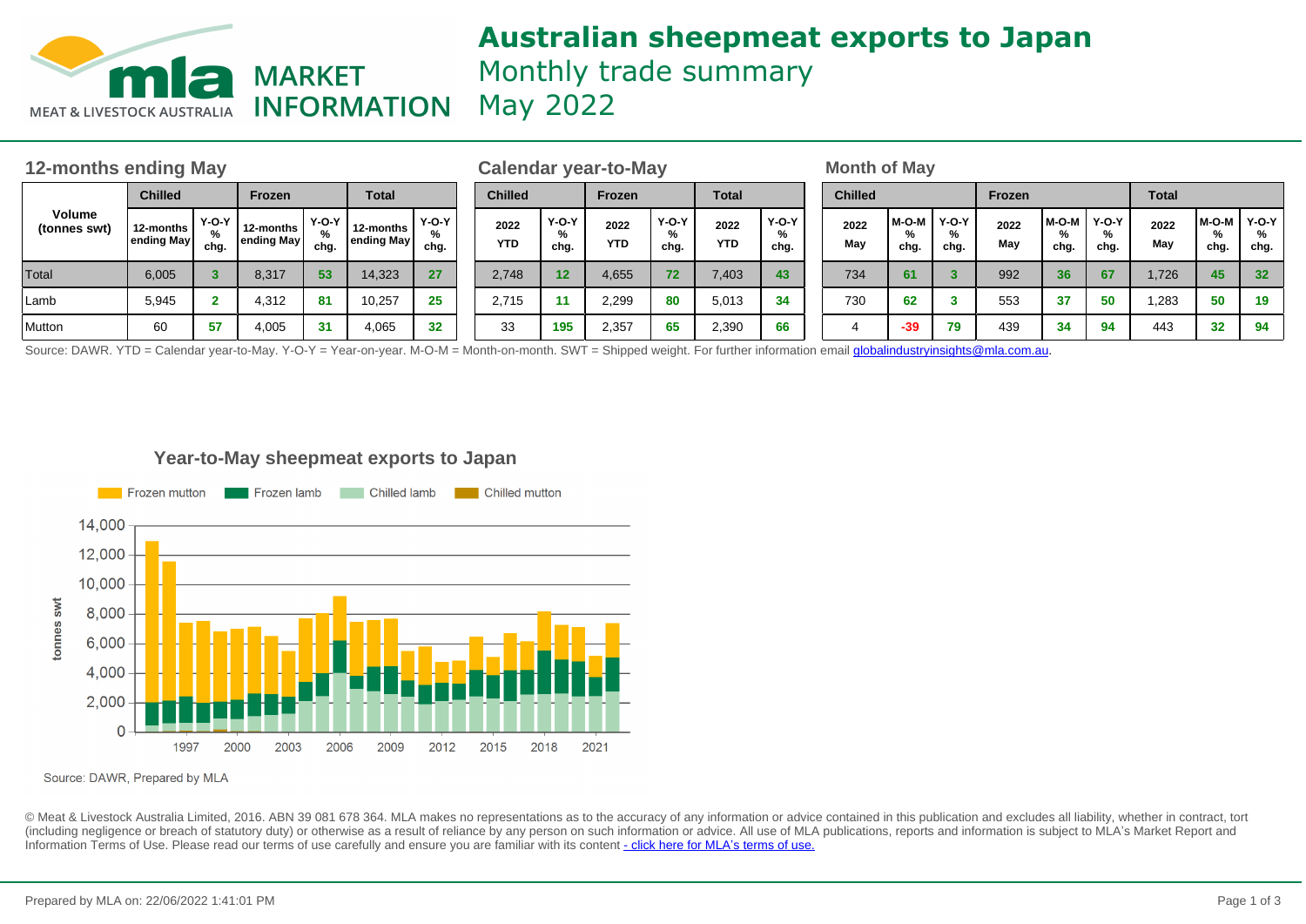# Australian sheepmeat exports to Japan

Monthly trade summary

May 2022

## 12-months ending May

| Volume (tonnes swt) | Chilled | | Frozen | | Total | |
|---|---|---|---|---|---|---|
| | 12-months ending May | Y-O-Y % chg. | 12-months ending May | Y-O-Y % chg. | 12-months ending May | Y-O-Y % chg. |
| Total | 6,005 | 3 | 8,317 | 53 | 14,323 | 27 |
| Lamb | 5,945 | 2 | 4,312 | 81 | 10,257 | 25 |
| Mutton | 60 | 57 | 4,005 | 31 | 4,065 | 32 |

## Calendar year-to-May

| | Chilled | | Frozen | | Total | |
|---|---|---|---|---|---|---|
| | 2022 YTD | Y-O-Y % chg. | 2022 YTD | Y-O-Y % chg. | 2022 YTD | Y-O-Y % chg. |
| Total | 2,748 | 12 | 4,655 | 72 | 7,403 | 43 |
| Lamb | 2,715 | 11 | 2,299 | 80 | 5,013 | 34 |
| Mutton | 33 | 195 | 2,357 | 65 | 2,390 | 66 |

## Month of May

| | Chilled | | | Frozen | | | Total | | |
|---|---|---|---|---|---|---|---|---|---|
| | 2022 May | M-O-M % chg. | Y-O-Y % chg. | 2022 May | M-O-M % chg. | Y-O-Y % chg. | 2022 May | M-O-M % chg. | Y-O-Y % chg. |
| Total | 734 | 61 | 3 | 992 | 36 | 67 | 1,726 | 45 | 32 |
| Lamb | 730 | 62 | 3 | 553 | 37 | 50 | 1,283 | 50 | 19 |
| Mutton | 4 | -39 | 79 | 439 | 34 | 94 | 443 | 32 | 94 |

Source: DAWR. YTD = Calendar year-to-May. Y-O-Y = Year-on-year. M-O-M = Month-on-month. SWT = Shipped weight. For further information email globalindustryinsights@mla.com.au.

### Year-to-May sheepmeat exports to Japan

Source: DAWR, Prepared by MLA

© Meat & Livestock Australia Limited, 2016. ABN 39 081 678 364. MLA makes no representations as to the accuracy of any information or advice contained in this publication and excludes all liability, whether in contract, tort (including negligence or breach of statutory duty) or otherwise as a result of reliance by any person on such information or advice. All use of MLA publications, reports and information is subject to MLA's Market Report and Information Terms of Use. Please read our terms of use carefully and ensure you are familiar with its content - click here for MLA's terms of use.

Prepared by MLA on: 22/06/2022 1:41:01 PM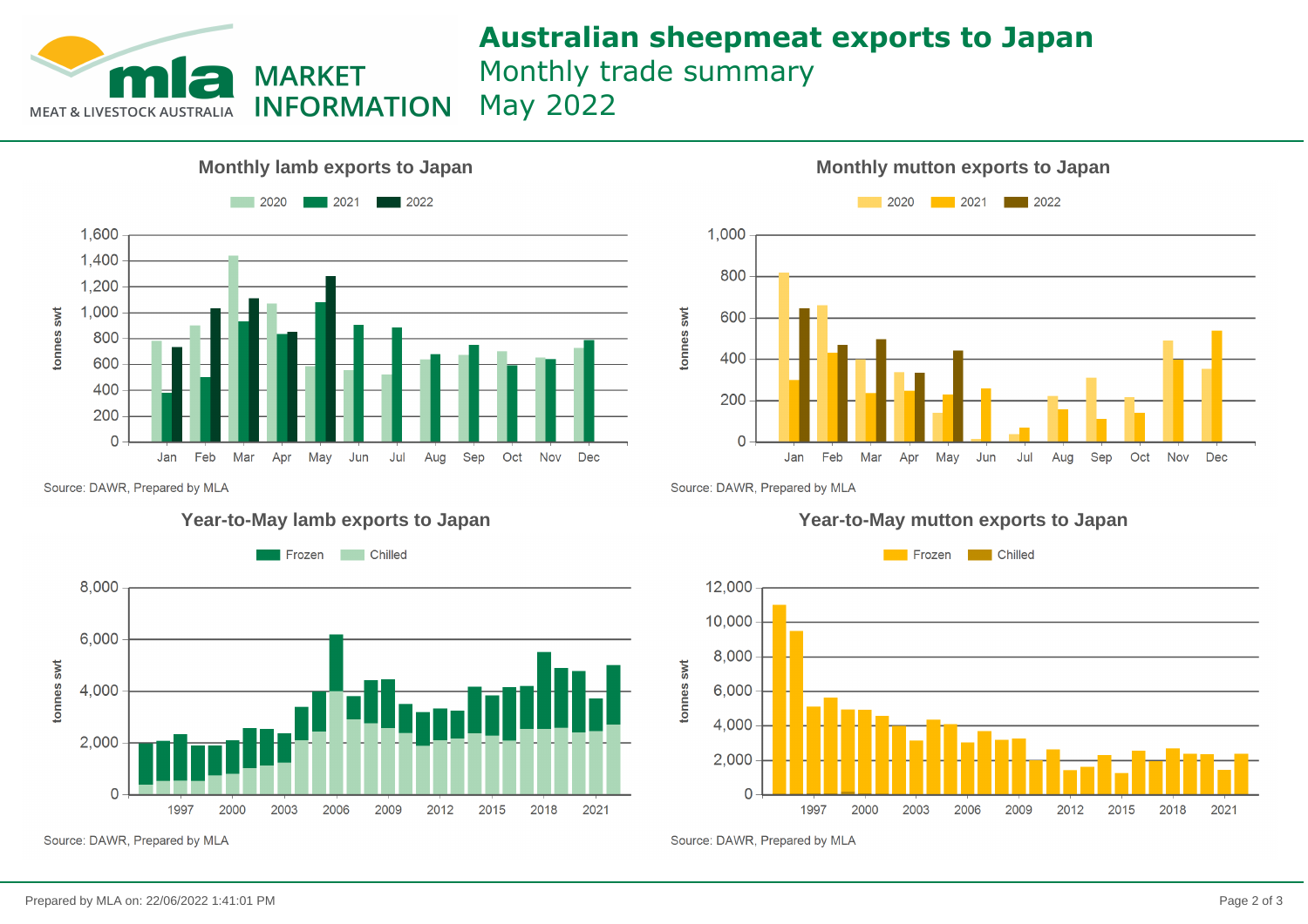# Australian sheepmeat exports to Japan

Monthly trade summary

May 2022

## Monthly lamb exports to Japan

Legend: 2020, 2021, 2022

Y-axis: tonnes swt (0 – 1,600)

X-axis: Jan, Feb, Mar, Apr, May, Jun, Jul, Aug, Sep, Oct, Nov, Dec

Source: DAWR, Prepared by MLA

## Monthly mutton exports to Japan

Legend: 2020, 2021, 2022

Y-axis: tonnes swt (0 – 1,000)

X-axis: Jan, Feb, Mar, Apr, May, Jun, Jul, Aug, Sep, Oct, Nov, Dec

Source: DAWR, Prepared by MLA

## Year-to-May lamb exports to Japan

Legend: Frozen, Chilled

Y-axis: tonnes swt (0 – 8,000)

X-axis: 1997, 2000, 2003, 2006, 2009, 2012, 2015, 2018, 2021

Source: DAWR, Prepared by MLA

## Year-to-May mutton exports to Japan

Legend: Frozen, Chilled

Y-axis: tonnes swt (0 – 12,000)

X-axis: 1997, 2000, 2003, 2006, 2009, 2012, 2015, 2018, 2021

Source: DAWR, Prepared by MLA

Prepared by MLA on: 22/06/2022 1:41:01 PM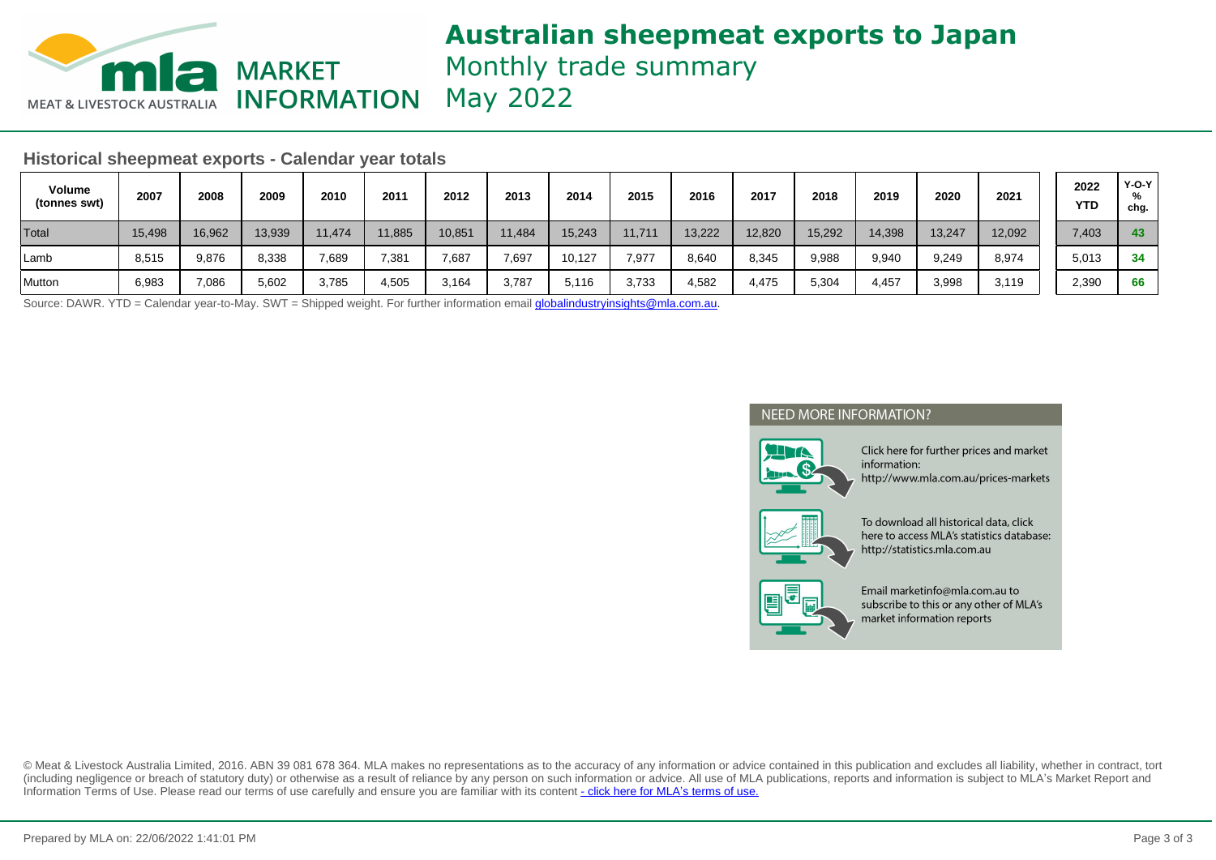# Australian sheepmeat exports to Japan

Monthly trade summary

May 2022

## Historical sheepmeat exports - Calendar year totals

| Volume (tonnes swt) | 2007 | 2008 | 2009 | 2010 | 2011 | 2012 | 2013 | 2014 | 2015 | 2016 | 2017 | 2018 | 2019 | 2020 | 2021 | 2022 YTD | Y-O-Y % chg. |
|---|---|---|---|---|---|---|---|---|---|---|---|---|---|---|---|---|---|
| Total | 15,498 | 16,962 | 13,939 | 11,474 | 11,885 | 10,851 | 11,484 | 15,243 | 11,711 | 13,222 | 12,820 | 15,292 | 14,398 | 13,247 | 12,092 | 7,403 | 43 |
| Lamb | 8,515 | 9,876 | 8,338 | 7,689 | 7,381 | 7,687 | 7,697 | 10,127 | 7,977 | 8,640 | 8,345 | 9,988 | 9,940 | 9,249 | 8,974 | 5,013 | 34 |
| Mutton | 6,983 | 7,086 | 5,602 | 3,785 | 4,505 | 3,164 | 3,787 | 5,116 | 3,733 | 4,582 | 4,475 | 5,304 | 4,457 | 3,998 | 3,119 | 2,390 | 66 |

Source: DAWR. YTD = Calendar year-to-May. SWT = Shipped weight. For further information email globalindustryinsights@mla.com.au.

NEED MORE INFORMATION?

Click here for further prices and market information: http://www.mla.com.au/prices-markets

To download all historical data, click here to access MLA's statistics database: http://statistics.mla.com.au

Email marketinfo@mla.com.au to subscribe to this or any other of MLA's market information reports

© Meat & Livestock Australia Limited, 2016. ABN 39 081 678 364. MLA makes no representations as to the accuracy of any information or advice contained in this publication and excludes all liability, whether in contract, tort (including negligence or breach of statutory duty) or otherwise as a result of reliance by any person on such information or advice. All use of MLA publications, reports and information is subject to MLA's Market Report and Information Terms of Use. Please read our terms of use carefully and ensure you are familiar with its content - click here for MLA's terms of use.

Prepared by MLA on: 22/06/2022 1:41:01 PM